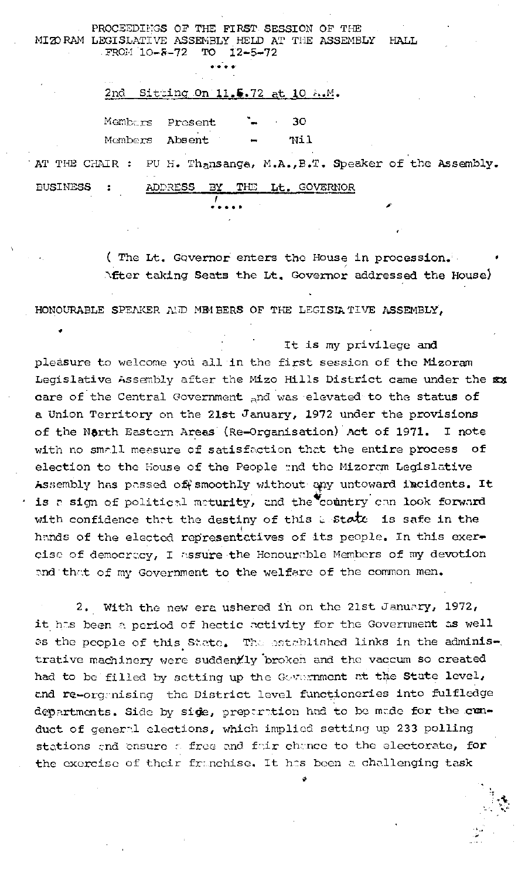PROCEEDINGS OF THE FIRST SESSION OF THE MIZORAM LEGISLATIVE ASSEMBLY HELD AT THE ASSEMBLY HALL FROM 10-5-72 TO 12-5-72

....

2nd Sitting On 11.5.72 at 10 A.M.

Members Present - 30

Members Absent - Nil

AT THE CHAIR : PU H. Thansanga, M.A., B.T. Speaker of the Assembly.

BUSINESS : ADDRESS BY THE Lt. GOVERNOR

.....

( The Lt. Governor enters the House in procession. After taking Seats the Lt. Governor addressed the House)

HONOURABLE SPEAKER AND MEMBERS OF THE LEGISLATIVE ASSEMBLY,

It is my privilege and pleasure to welcome you all in the first session of the Mizoram Legislative Assembly after the Mizo Hills District came under the care of the Central Government and was elevated to the status of a Union Territory on the 21st January, 1972 under the provisions of the North Eastern Areas (Re-Organisation) Act of 1971. I note with no small measure of satisfaction that the entire process of election to the House of the People and the Mizoram Legislative Assembly has passed off smoothly without any untoward incidents. It is a sign of political maturity, and the country can look forward with confidence that the destiny of this State is safe in the hands of the elected representatives of its people. In this exercise of democracy, I assure the Honourable Members of my devotion and that of my Government to the welfare of the common men.

2. With the new era ushered in on the 21st January, 1972, it has been a period of hectic activity for the Government as well as the people of this State. The established links in the administrative machinery were suddenly broken and the vaccum so created had to be filled by setting up the Government at the State level, and re-organising the District level functioneries into fulfledge departments. Side by side, preparation had to be made for the conduct of general elections, which implied setting up 233 polling stations and ensure a free and fair chance to the electorate, for the exercise of their franchise. It has been a challenging task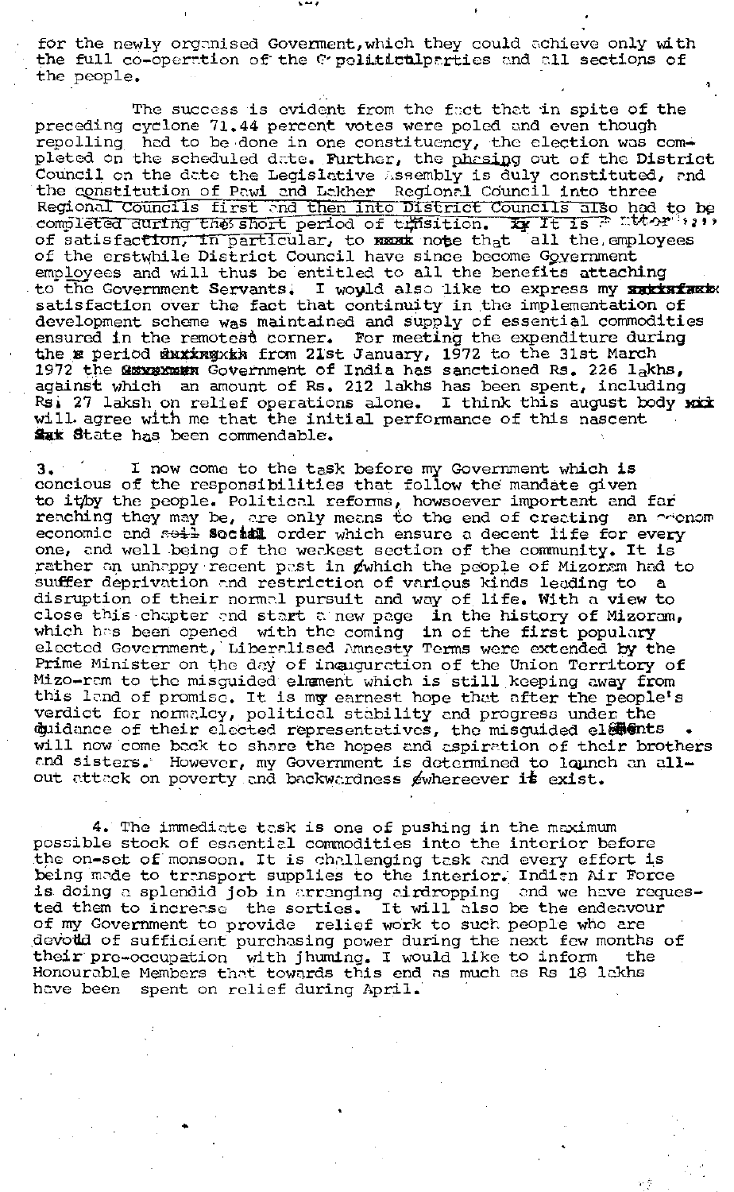for the newly organised Government, which they could achieve only with the full co-operation of the political parties and all sections of the people.

The success is evident from the fact that in spite of the preceding cyclone 71.44 percent votes were poled and even though repolling had to be done in one constituency, the election was completed on the scheduled date. Further, the phasing out of the District Council on the date the Legislative Assembly is duly constituted, and the constitution of Pawi and Lakher Regional Council into three Regional Councils first and then into District Councils also had to be completed during the short period of transition. It is a matter of satisfaction, in particular, to note that all the employees of the erstwhile District Council have since become Government employees and will thus be entitled to all the benefits attaching to the Government Servants. I would also like to express my satisfaction over the fact that continuity in the implementation of development scheme was maintained and supply of essential commodities ensured in the remotest corner. For meeting the expenditure during the period from 21st January, 1972 to the 31st March 1972 the Government of India has sanctioned Rs. 226 lakhs, against which an amount of Rs. 212 lakhs has been spent, including Rs. 27 laksh on relief operations alone. I think this august body will agree with me that the initial performance of this nascent State has been commendable.

3. I now come to the task before my Government which is concious of the responsibilities that follow the mandate given to it by the people. Political reforms, howsoever important and far reaching they may be, are only means to the end of creating an economic and social order which ensure a decent life for every one, and well being of the weakest section of the community. It is rather an unhappy recent past in which the people of Mizoram had to suffer deprivation and restriction of various kinds leading to a disruption of their normal pursuit and way of life. With a view to close this chapter and start a new page in the history of Mizoram, which has been opened with the coming in of the first popularly elected Government, Liberalised Amnesty Terms were extended by the Prime Minister on the day of inauguration of the Union Territory of Mizo-ram to the misguided element which is still keeping away from this land of promise. It is my earnest hope that after the people's verdict for normalcy, political stability and progress under the guidance of their elected representatives, the misguided elements will now come back to share the hopes and aspiration of their brothers and sisters. However, my Government is determined to launch an all-out attack on poverty and backwardness whereever it exist.

4. The immediate task is one of pushing in the maximum possible stock of essential commodities into the interior before the on-set of monsoon. It is challenging task and every effort is being made to transport supplies to the interior. Indian Air Force is doing a splendid job in arranging airdropping and we have requested them to increase the sorties. It will also be the endeavour of my Government to provide relief work to such people who are devoid of sufficient purchasing power during the next few months of their pre-occupation with jhuming. I would like to inform the Honourable Members that towards this end as much as Rs 18 lakhs have been spent on relief during April.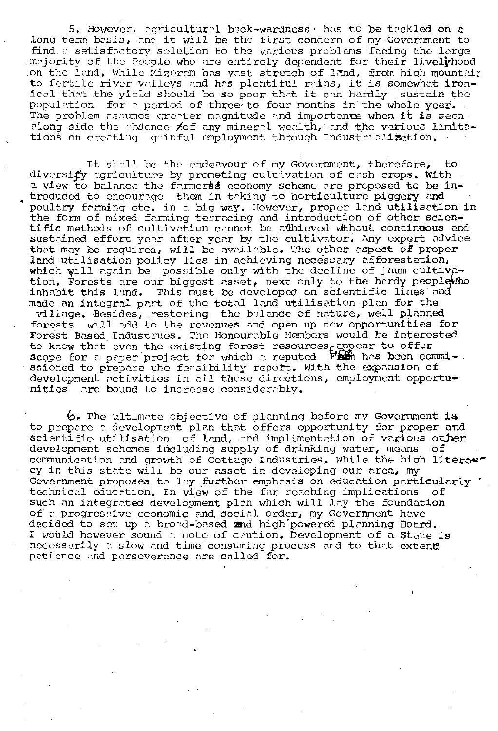5. However, agricultural back-wardness has to be tackled on a long term basis, and it will be the first concern of my Government to find a satisfactory solution to the various problems facing the large majority of the People who are entirely dependent for their livelihood on the land. While Mizoram has vast stretch of land, from high mountain to fertile river valleys and has plentiful rains, it is somewhat ironical that the yield should be so poor that it can hardly sustain the population for a period of three to four months in the whole year. The problem assumes greater magnitude and importance when it is seen along side the absence of any mineral wealth, and the various limitations on creating gainful employment through Industrialisation.

It shall be the endeavour of my Government, therefore, to diversify agriculture by promoting cultivation of cash crops. With a view to balance the farmers economy scheme are proposed to be introduced to encourage them in taking to horticulture piggery and poultry farming etc. in a big way. However, proper land utilisation in the form of mixed farming terracing and introduction of other scientific methods of cultivation cannot be achieved without continuous and sustained effort year after year by the cultivator. Any expert advice that may be required, will be available. The other aspect of proper land utilisation policy lies in achieving necessary afforestation, which will again be possible only with the decline of jhum cultivation. Forests are our biggest asset, next only to the hardy people who inhabit this land. This must be developed on scientific lines and made an integral part of the total land utilisation plan for the village. Besides, restoring the balance of nature, well planned forests will add to the revenues and open up new opportunities for Forest Based Industrues. The Honourable Members would be interested to know that even the existing forest resources appear to offer scope for a paper project for which a reputed Firm has been commissioned to prepare the feasibility report. With the expansion of development activities in all these directions, employment opportunities are bound to increase considerably.

6. The ultimate objective of planning before my Government is to prepare a development plan that offers opportunity for proper and scientific utilisation of land, and implimentation of various other development schemes including supply of drinking water, means of communication and growth of Cottage Industries. While the high literacy in this state will be our asset in developing our area, my Government proposes to lay further emphasis on education particularly technical education. In view of the far reaching implications of such an integrated development plan which will lay the foundation of a progressive economic and social order, my Government have decided to set up a broad-based and high powered planning Board. I would however sound a note of caution. Development of a State is necessarily a slow and time consuming process and to that extent patience and perseverance are called for.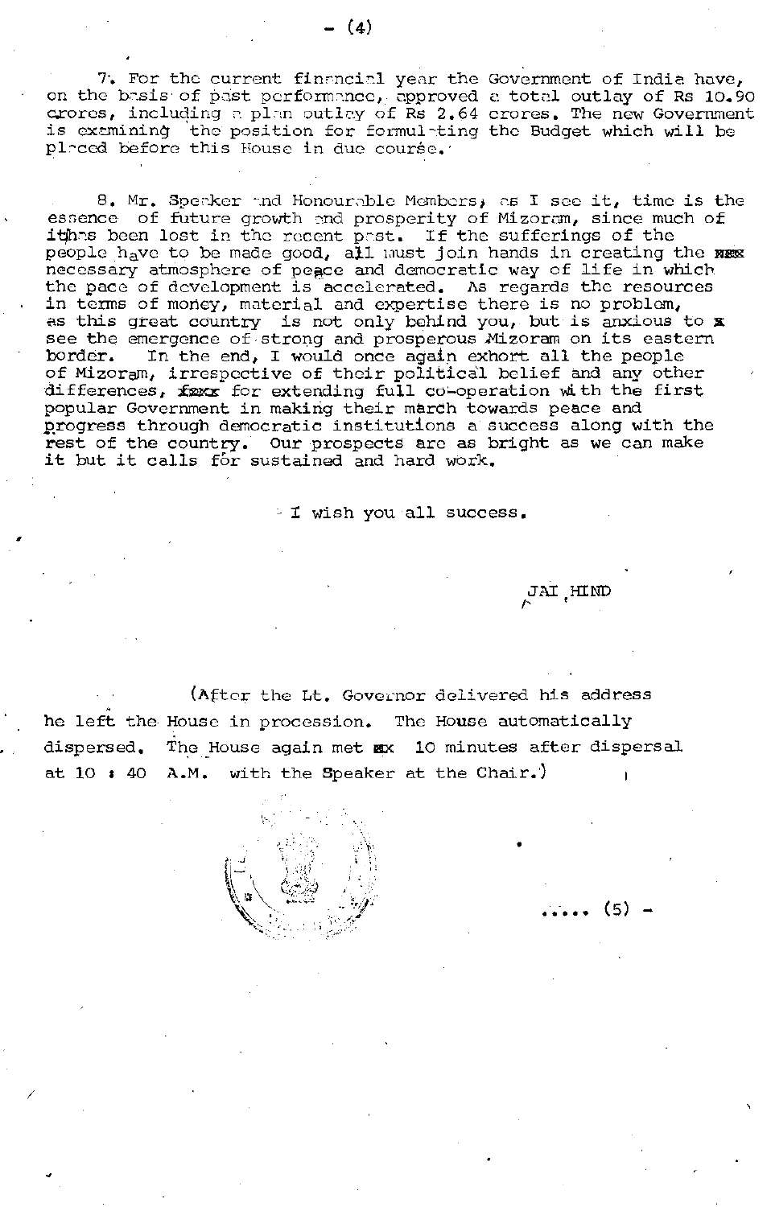7. For the current financial year the Government of India have, on the basis of past performance, approved a total outlay of Rs 10.90 crores, including a plan outlay of Rs 2.64 crores. The new Government is examining the position for formulating the Budget which will be placed before this House in due course.

8. Mr. Speaker and Honourable Members, as I see it, time is the essence of future growth and prosperity of Mizoram, since much of it has been lost in the recent past. If the sufferings of the people have to be made good, all must join hands in creating the necessary atmosphere of peace and democratic way of life in which the pace of development is accelerated. As regards the resources in terms of money, material and expertise there is no problem, as this great country is not only behind you, but is anxious to see the emergence of strong and prosperous Mizoram on its eastern border. In the end, I would once again exhort all the people of Mizoram, irrespective of their political belief and any other differences, for extending full co-operation with the first popular Government in making their march towards peace and progress through democratic institutions a success along with the rest of the country. Our prospects are as bright as we can make it but it calls for sustained and hard work.

I wish you all success.

JAI HIND

(After the Lt. Governor delivered his address he left the House in procession. The House automatically dispersed. The House again met 10 minutes after dispersal at 10 : 40 A.M. with the Speaker at the Chair.)

..... (5) -